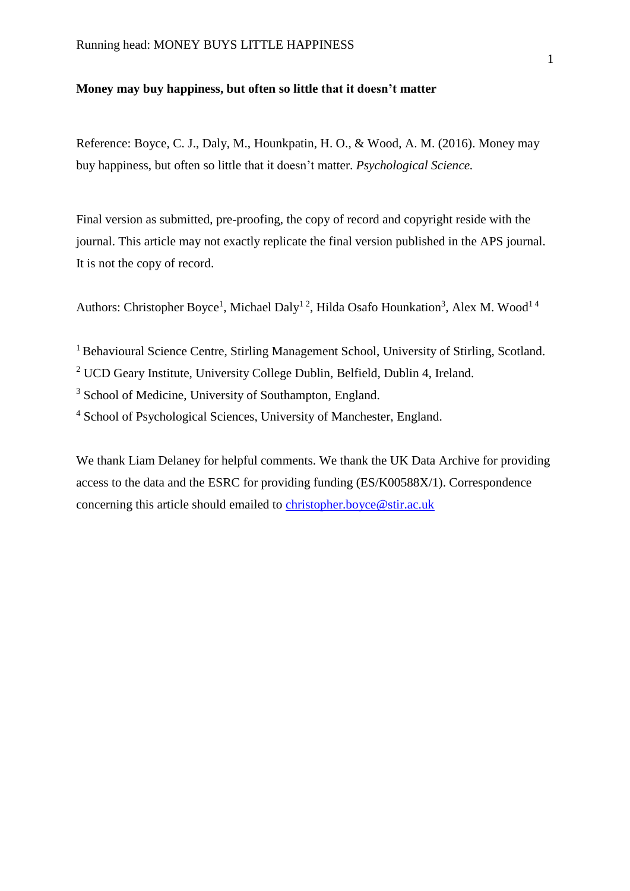**Money may buy happiness, but often so little that it doesn't matter**

Reference: Boyce, C. J., Daly, M., Hounkpatin, H. O., & Wood, A. M. (2016). Money may buy happiness, but often so little that it doesn't matter. *Psychological Science.*

Final version as submitted, pre-proofing, the copy of record and copyright reside with the journal. This article may not exactly replicate the final version published in the APS journal. It is not the copy of record.

Authors: Christopher Boyce[1], Michael Daly[1 2], Hilda Osafo Hounkation[3], Alex M. Wood[1 4]

[1] Behavioural Science Centre, Stirling Management School, University of Stirling, Scotland.

[2] UCD Geary Institute, University College Dublin, Belfield, Dublin 4, Ireland.

[3] School of Medicine, University of Southampton, England.

[4] School of Psychological Sciences, University of Manchester, England.

We thank Liam Delaney for helpful comments. We thank the UK Data Archive for providing access to the data and the ESRC for providing funding (ES/K00588X/1). Correspondence concerning this article should emailed to christopher.boyce@stir.ac.uk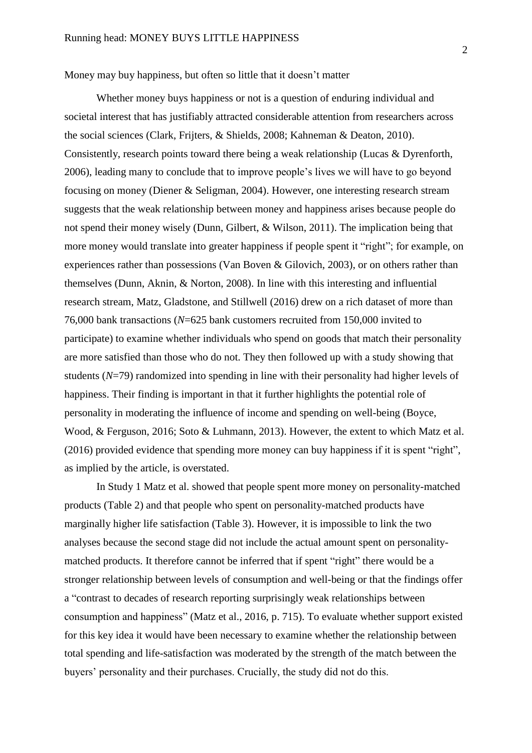Money may buy happiness, but often so little that it doesn't matter

Whether money buys happiness or not is a question of enduring individual and societal interest that has justifiably attracted considerable attention from researchers across the social sciences (Clark, Frijters, & Shields, 2008; Kahneman & Deaton, 2010). Consistently, research points toward there being a weak relationship (Lucas & Dyrenforth, 2006), leading many to conclude that to improve people's lives we will have to go beyond focusing on money (Diener & Seligman, 2004). However, one interesting research stream suggests that the weak relationship between money and happiness arises because people do not spend their money wisely (Dunn, Gilbert, & Wilson, 2011). The implication being that more money would translate into greater happiness if people spent it "right"; for example, on experiences rather than possessions (Van Boven & Gilovich, 2003), or on others rather than themselves (Dunn, Aknin, & Norton, 2008). In line with this interesting and influential research stream, Matz, Gladstone, and Stillwell (2016) drew on a rich dataset of more than 76,000 bank transactions ($N$=625 bank customers recruited from 150,000 invited to participate) to examine whether individuals who spend on goods that match their personality are more satisfied than those who do not. They then followed up with a study showing that students ($N$=79) randomized into spending in line with their personality had higher levels of happiness. Their finding is important in that it further highlights the potential role of personality in moderating the influence of income and spending on well-being (Boyce, Wood, & Ferguson, 2016; Soto & Luhmann, 2013). However, the extent to which Matz et al. (2016) provided evidence that spending more money can buy happiness if it is spent "right", as implied by the article, is overstated.

In Study 1 Matz et al. showed that people spent more money on personality-matched products (Table 2) and that people who spent on personality-matched products have marginally higher life satisfaction (Table 3). However, it is impossible to link the two analyses because the second stage did not include the actual amount spent on personality-matched products. It therefore cannot be inferred that if spent "right" there would be a stronger relationship between levels of consumption and well-being or that the findings offer a "contrast to decades of research reporting surprisingly weak relationships between consumption and happiness" (Matz et al., 2016, p. 715). To evaluate whether support existed for this key idea it would have been necessary to examine whether the relationship between total spending and life-satisfaction was moderated by the strength of the match between the buyers' personality and their purchases. Crucially, the study did not do this.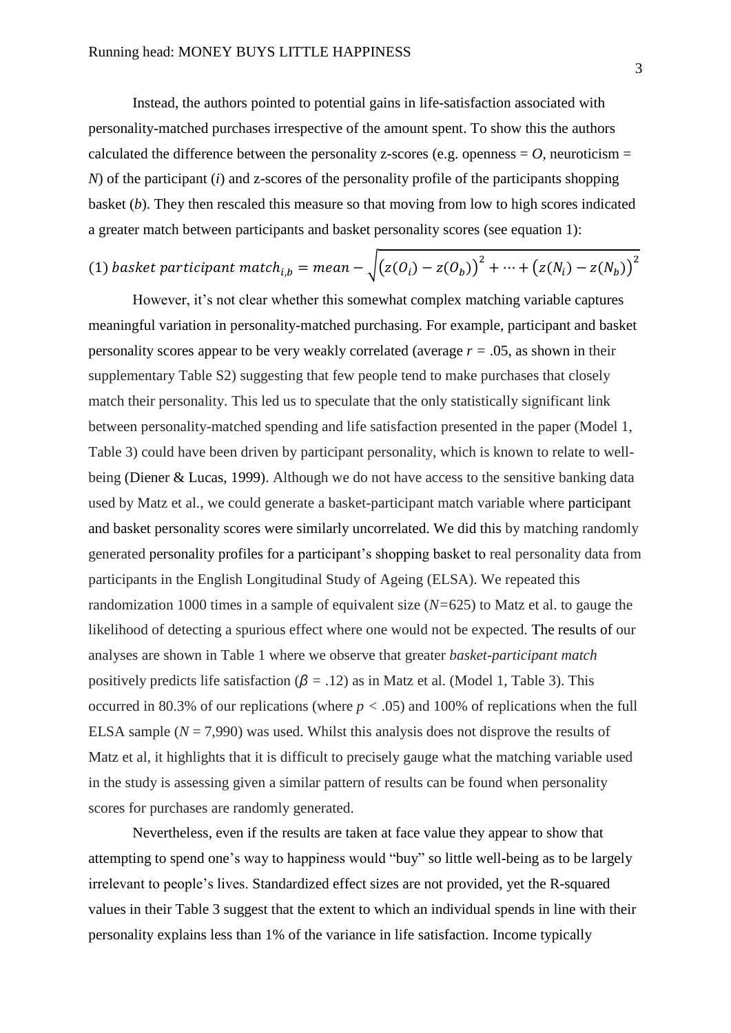Instead, the authors pointed to potential gains in life-satisfaction associated with personality-matched purchases irrespective of the amount spent. To show this the authors calculated the difference between the personality z-scores (e.g. openness = $O$, neuroticism = $N$) of the participant ($i$) and z-scores of the personality profile of the participants shopping basket ($b$). They then rescaled this measure so that moving from low to high scores indicated a greater match between participants and basket personality scores (see equation 1):

$$(1)\ basket\ participant\ match_{i,b} = mean - \sqrt{\left(z(O_i) - z(O_b)\right)^2 + \cdots + \left(z(N_i) - z(N_b)\right)^2}$$

However, it's not clear whether this somewhat complex matching variable captures meaningful variation in personality-matched purchasing. For example, participant and basket personality scores appear to be very weakly correlated (average $r = .05$, as shown in their supplementary Table S2) suggesting that few people tend to make purchases that closely match their personality. This led us to speculate that the only statistically significant link between personality-matched spending and life satisfaction presented in the paper (Model 1, Table 3) could have been driven by participant personality, which is known to relate to well-being (Diener & Lucas, 1999). Although we do not have access to the sensitive banking data used by Matz et al., we could generate a basket-participant match variable where participant and basket personality scores were similarly uncorrelated. We did this by matching randomly generated personality profiles for a participant's shopping basket to real personality data from participants in the English Longitudinal Study of Ageing (ELSA). We repeated this randomization 1000 times in a sample of equivalent size ($N$=625) to Matz et al. to gauge the likelihood of detecting a spurious effect where one would not be expected. The results of our analyses are shown in Table 1 where we observe that greater *basket-participant match* positively predicts life satisfaction ($\beta = .12$) as in Matz et al. (Model 1, Table 3). This occurred in 80.3% of our replications (where $p < .05$) and 100% of replications when the full ELSA sample ($N = 7{,}990$) was used. Whilst this analysis does not disprove the results of Matz et al, it highlights that it is difficult to precisely gauge what the matching variable used in the study is assessing given a similar pattern of results can be found when personality scores for purchases are randomly generated.

Nevertheless, even if the results are taken at face value they appear to show that attempting to spend one's way to happiness would "buy" so little well-being as to be largely irrelevant to people's lives. Standardized effect sizes are not provided, yet the R-squared values in their Table 3 suggest that the extent to which an individual spends in line with their personality explains less than 1% of the variance in life satisfaction. Income typically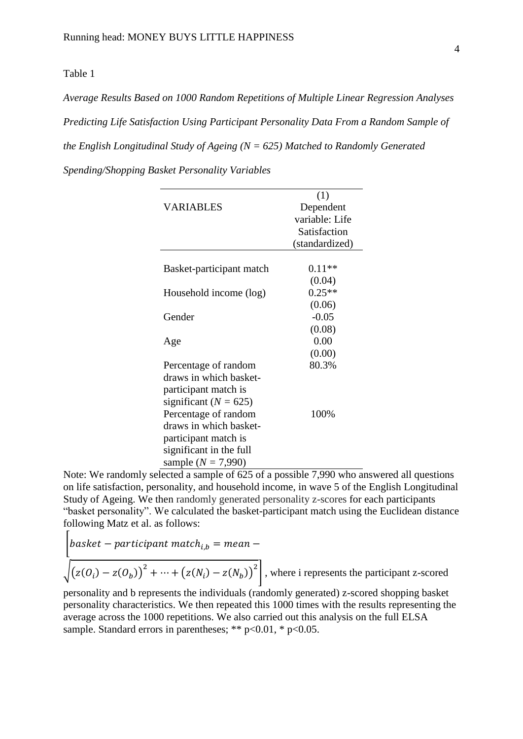Table 1

*Average Results Based on 1000 Random Repetitions of Multiple Linear Regression Analyses Predicting Life Satisfaction Using Participant Personality Data From a Random Sample of the English Longitudinal Study of Ageing (N = 625) Matched to Randomly Generated Spending/Shopping Basket Personality Variables*

| VARIABLES | (1) Dependent variable: Life Satisfaction (standardized) |
|---|---|
| Basket-participant match | 0.11** |
| | (0.04) |
| Household income (log) | 0.25** |
| | (0.06) |
| Gender | -0.05 |
| | (0.08) |
| Age | 0.00 |
| | (0.00) |
| Percentage of random draws in which basket-participant match is significant (*N* = 625) | 80.3% |
| Percentage of random draws in which basket-participant match is significant in the full sample (*N* = 7,990) | 100% |

Note: We randomly selected a sample of 625 of a possible 7,990 who answered all questions on life satisfaction, personality, and household income, in wave 5 of the English Longitudinal Study of Ageing. We then randomly generated personality z-scores for each participants "basket personality". We calculated the basket-participant match using the Euclidean distance following Matz et al. as follows:

$$\left[ basket - participant\ match_{i,b} = mean - \sqrt{\left(z(O_i) - z(O_b)\right)^2 + \cdots + \left(z(N_i) - z(N_b)\right)^2} \right]$$

, where i represents the participant z-scored personality and b represents the individuals (randomly generated) z-scored shopping basket personality characteristics. We then repeated this 1000 times with the results representing the average across the 1000 repetitions. We also carried out this analysis on the full ELSA sample. Standard errors in parentheses; ** p<0.01, * p<0.05.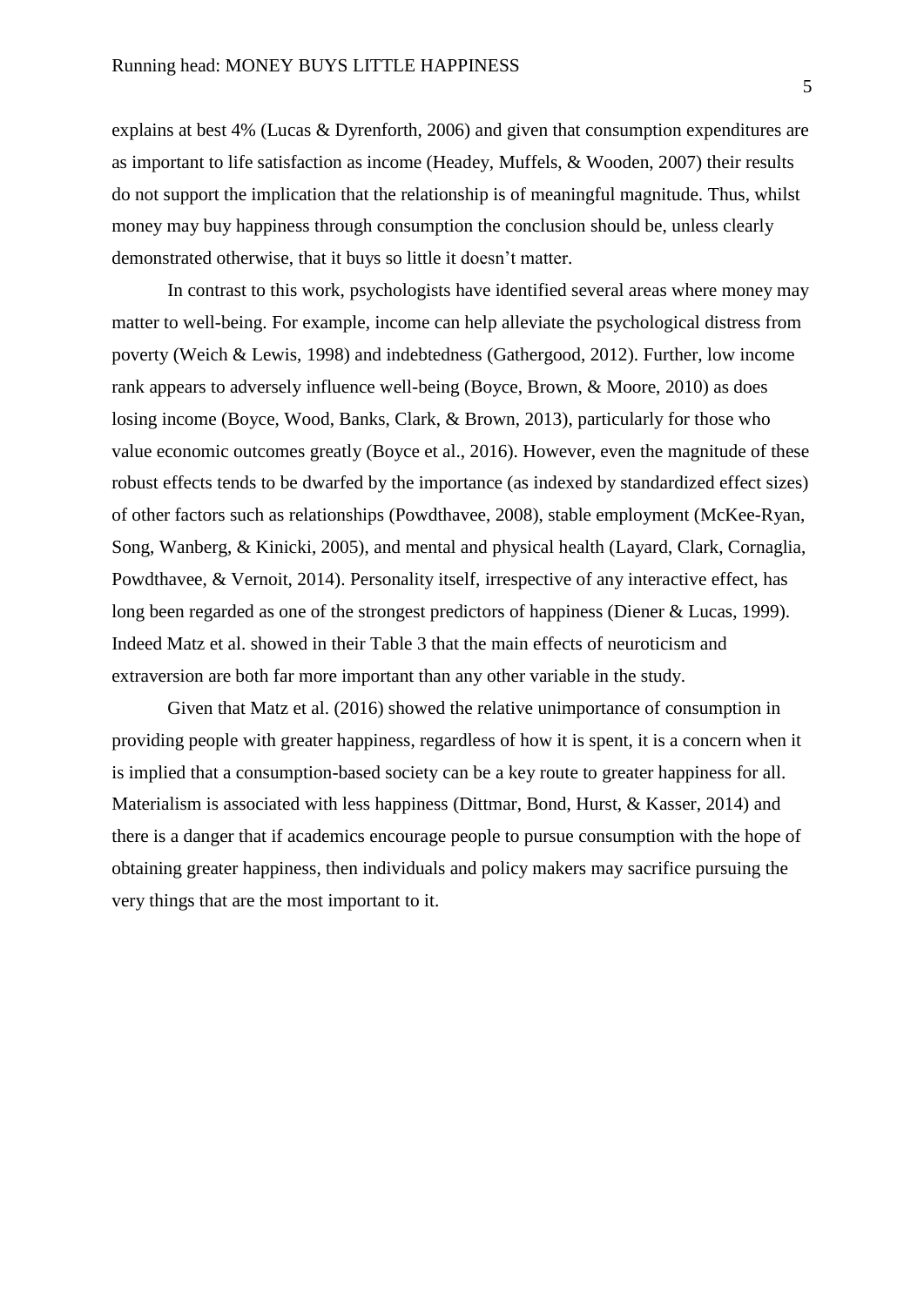explains at best 4% (Lucas & Dyrenforth, 2006) and given that consumption expenditures are as important to life satisfaction as income (Headey, Muffels, & Wooden, 2007) their results do not support the implication that the relationship is of meaningful magnitude. Thus, whilst money may buy happiness through consumption the conclusion should be, unless clearly demonstrated otherwise, that it buys so little it doesn't matter.

In contrast to this work, psychologists have identified several areas where money may matter to well-being. For example, income can help alleviate the psychological distress from poverty (Weich & Lewis, 1998) and indebtedness (Gathergood, 2012). Further, low income rank appears to adversely influence well-being (Boyce, Brown, & Moore, 2010) as does losing income (Boyce, Wood, Banks, Clark, & Brown, 2013), particularly for those who value economic outcomes greatly (Boyce et al., 2016). However, even the magnitude of these robust effects tends to be dwarfed by the importance (as indexed by standardized effect sizes) of other factors such as relationships (Powdthavee, 2008), stable employment (McKee-Ryan, Song, Wanberg, & Kinicki, 2005), and mental and physical health (Layard, Clark, Cornaglia, Powdthavee, & Vernoit, 2014). Personality itself, irrespective of any interactive effect, has long been regarded as one of the strongest predictors of happiness (Diener & Lucas, 1999). Indeed Matz et al. showed in their Table 3 that the main effects of neuroticism and extraversion are both far more important than any other variable in the study.

Given that Matz et al. (2016) showed the relative unimportance of consumption in providing people with greater happiness, regardless of how it is spent, it is a concern when it is implied that a consumption-based society can be a key route to greater happiness for all. Materialism is associated with less happiness (Dittmar, Bond, Hurst, & Kasser, 2014) and there is a danger that if academics encourage people to pursue consumption with the hope of obtaining greater happiness, then individuals and policy makers may sacrifice pursuing the very things that are the most important to it.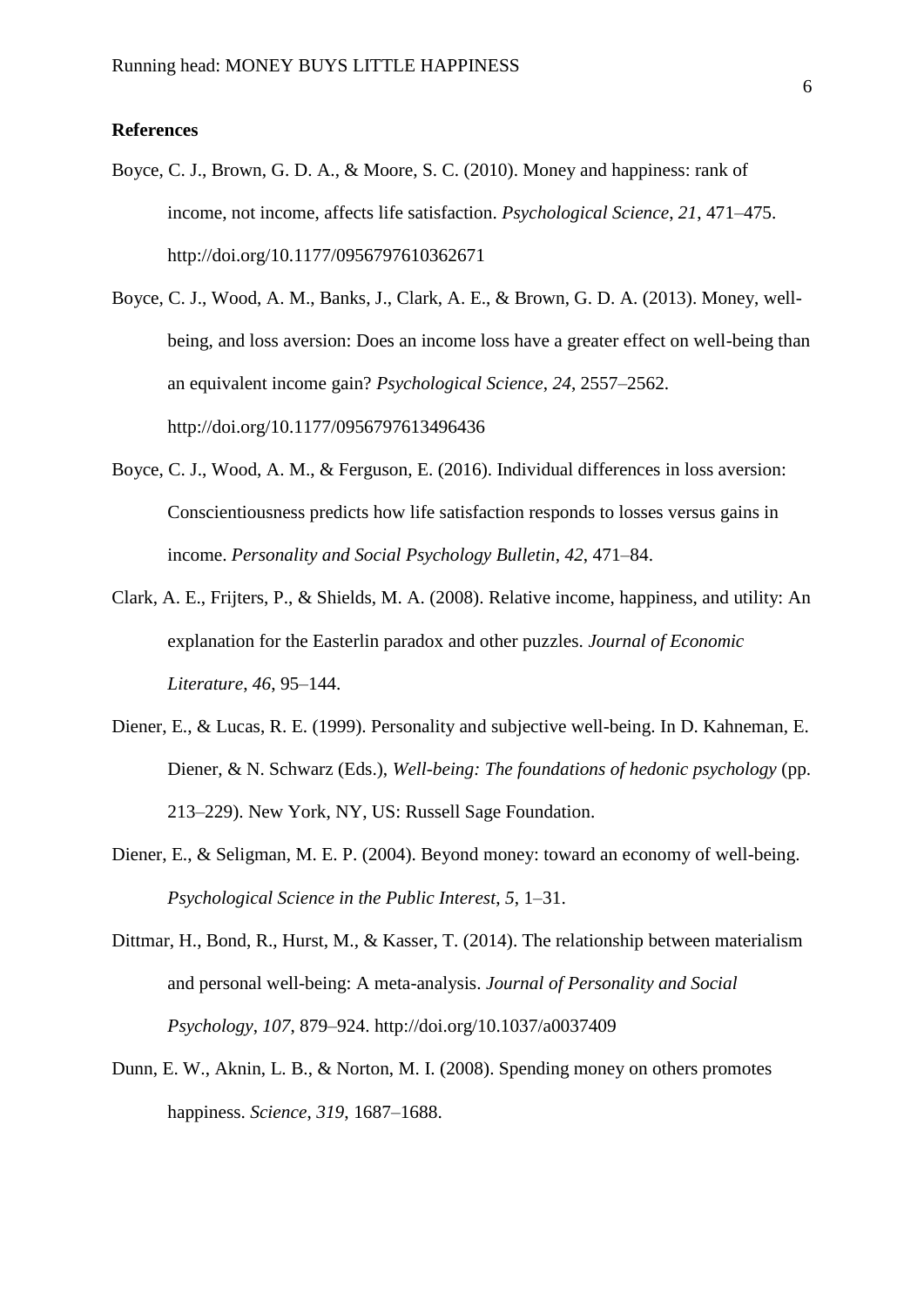**References**

Boyce, C. J., Brown, G. D. A., & Moore, S. C. (2010). Money and happiness: rank of income, not income, affects life satisfaction. *Psychological Science*, *21*, 471–475. http://doi.org/10.1177/0956797610362671

Boyce, C. J., Wood, A. M., Banks, J., Clark, A. E., & Brown, G. D. A. (2013). Money, well-being, and loss aversion: Does an income loss have a greater effect on well-being than an equivalent income gain? *Psychological Science*, *24*, 2557–2562. http://doi.org/10.1177/0956797613496436

Boyce, C. J., Wood, A. M., & Ferguson, E. (2016). Individual differences in loss aversion: Conscientiousness predicts how life satisfaction responds to losses versus gains in income. *Personality and Social Psychology Bulletin*, *42*, 471–84.

Clark, A. E., Frijters, P., & Shields, M. A. (2008). Relative income, happiness, and utility: An explanation for the Easterlin paradox and other puzzles. *Journal of Economic Literature*, *46*, 95–144.

Diener, E., & Lucas, R. E. (1999). Personality and subjective well-being. In D. Kahneman, E. Diener, & N. Schwarz (Eds.), *Well-being: The foundations of hedonic psychology* (pp. 213–229). New York, NY, US: Russell Sage Foundation.

Diener, E., & Seligman, M. E. P. (2004). Beyond money: toward an economy of well-being. *Psychological Science in the Public Interest*, *5*, 1–31.

Dittmar, H., Bond, R., Hurst, M., & Kasser, T. (2014). The relationship between materialism and personal well-being: A meta-analysis. *Journal of Personality and Social Psychology*, *107*, 879–924. http://doi.org/10.1037/a0037409

Dunn, E. W., Aknin, L. B., & Norton, M. I. (2008). Spending money on others promotes happiness. *Science*, *319*, 1687–1688.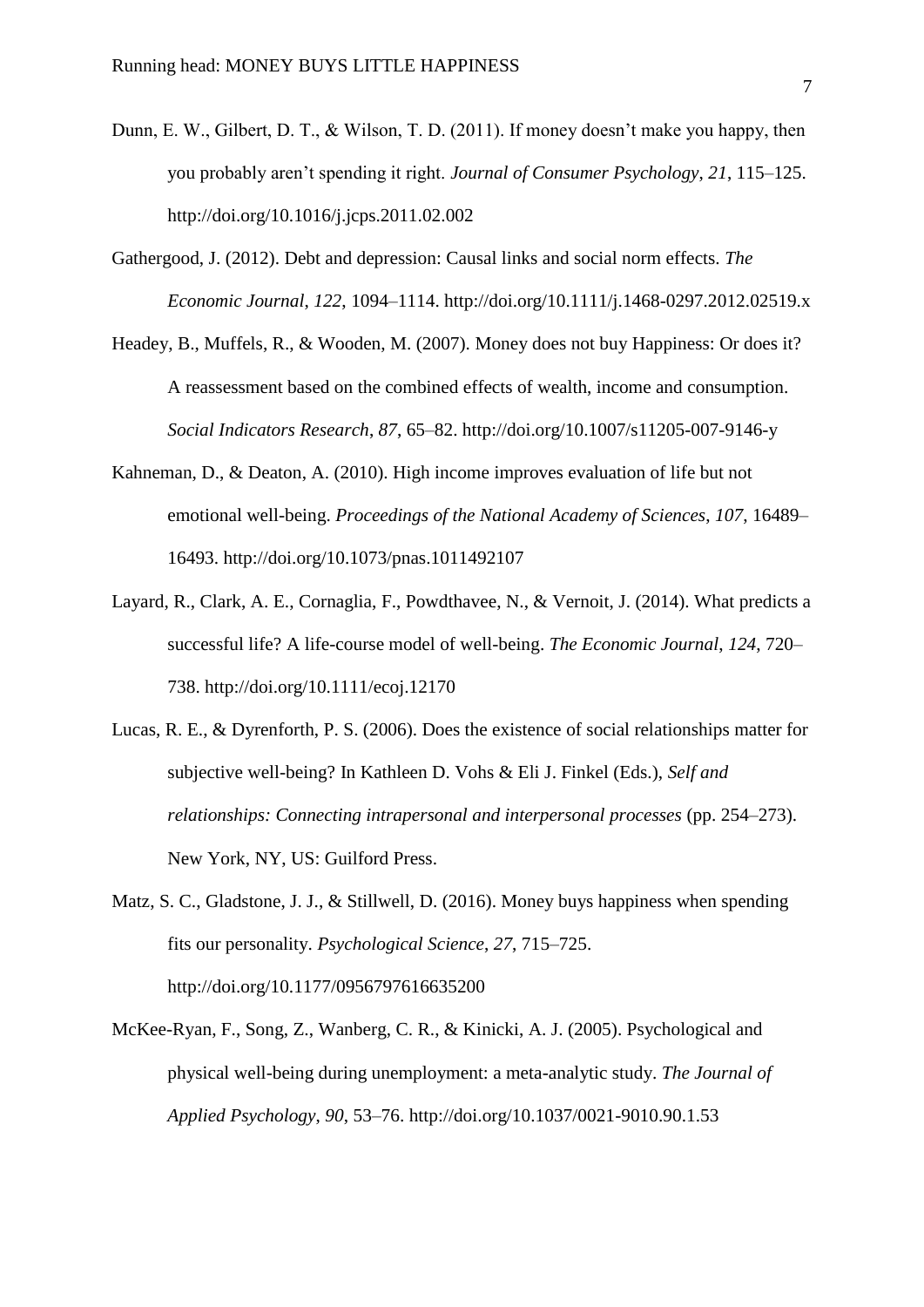Dunn, E. W., Gilbert, D. T., & Wilson, T. D. (2011). If money doesn't make you happy, then you probably aren't spending it right. *Journal of Consumer Psychology*, *21*, 115–125. http://doi.org/10.1016/j.jcps.2011.02.002

Gathergood, J. (2012). Debt and depression: Causal links and social norm effects. *The Economic Journal*, *122*, 1094–1114. http://doi.org/10.1111/j.1468-0297.2012.02519.x

Headey, B., Muffels, R., & Wooden, M. (2007). Money does not buy Happiness: Or does it? A reassessment based on the combined effects of wealth, income and consumption. *Social Indicators Research*, *87*, 65–82. http://doi.org/10.1007/s11205-007-9146-y

Kahneman, D., & Deaton, A. (2010). High income improves evaluation of life but not emotional well-being. *Proceedings of the National Academy of Sciences*, *107*, 16489–16493. http://doi.org/10.1073/pnas.1011492107

Layard, R., Clark, A. E., Cornaglia, F., Powdthavee, N., & Vernoit, J. (2014). What predicts a successful life? A life-course model of well-being. *The Economic Journal*, *124*, 720–738. http://doi.org/10.1111/ecoj.12170

Lucas, R. E., & Dyrenforth, P. S. (2006). Does the existence of social relationships matter for subjective well-being? In Kathleen D. Vohs & Eli J. Finkel (Eds.), *Self and relationships: Connecting intrapersonal and interpersonal processes* (pp. 254–273). New York, NY, US: Guilford Press.

Matz, S. C., Gladstone, J. J., & Stillwell, D. (2016). Money buys happiness when spending fits our personality. *Psychological Science*, *27*, 715–725. http://doi.org/10.1177/0956797616635200

McKee-Ryan, F., Song, Z., Wanberg, C. R., & Kinicki, A. J. (2005). Psychological and physical well-being during unemployment: a meta-analytic study. *The Journal of Applied Psychology*, *90*, 53–76. http://doi.org/10.1037/0021-9010.90.1.53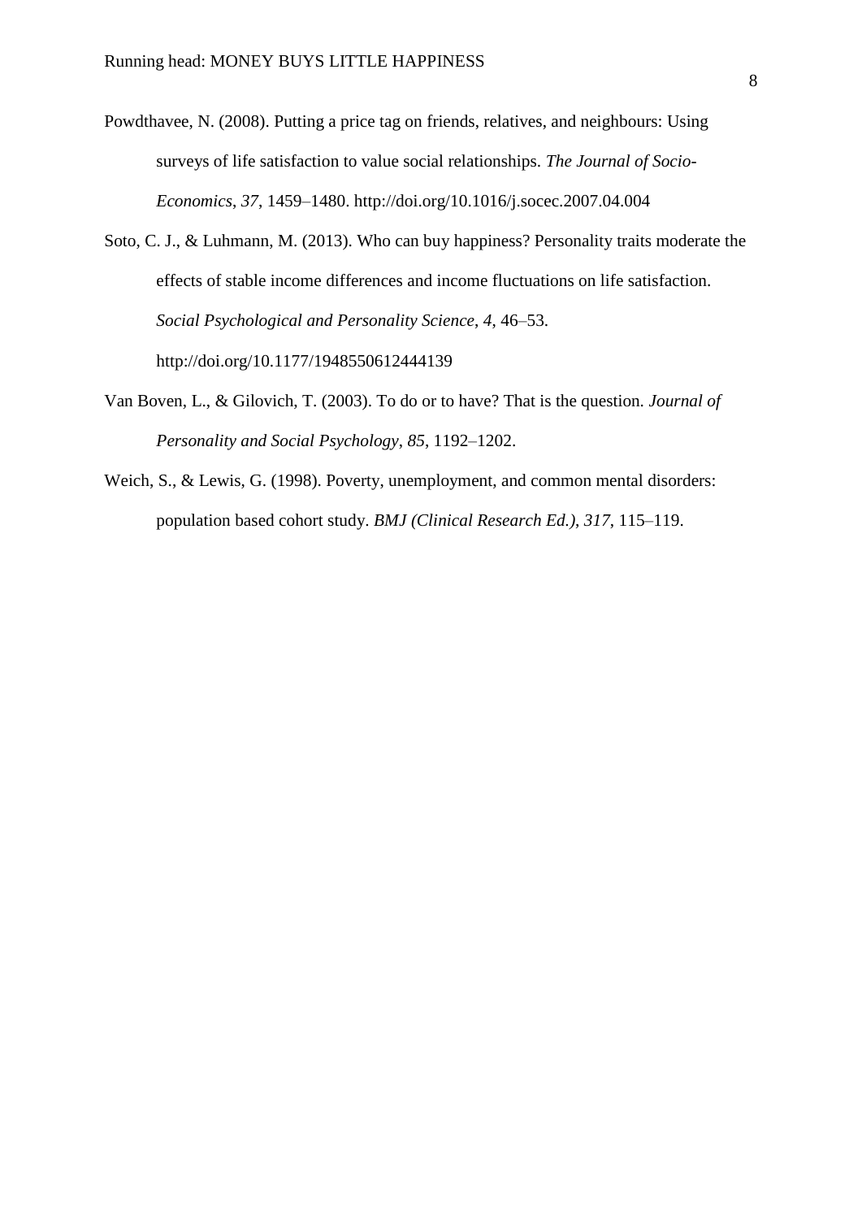Powdthavee, N. (2008). Putting a price tag on friends, relatives, and neighbours: Using surveys of life satisfaction to value social relationships. *The Journal of Socio-Economics*, *37*, 1459–1480. http://doi.org/10.1016/j.socec.2007.04.004

Soto, C. J., & Luhmann, M. (2013). Who can buy happiness? Personality traits moderate the effects of stable income differences and income fluctuations on life satisfaction. *Social Psychological and Personality Science*, *4*, 46–53. http://doi.org/10.1177/1948550612444139

Van Boven, L., & Gilovich, T. (2003). To do or to have? That is the question. *Journal of Personality and Social Psychology*, *85*, 1192–1202.

Weich, S., & Lewis, G. (1998). Poverty, unemployment, and common mental disorders: population based cohort study. *BMJ (Clinical Research Ed.)*, *317*, 115–119.